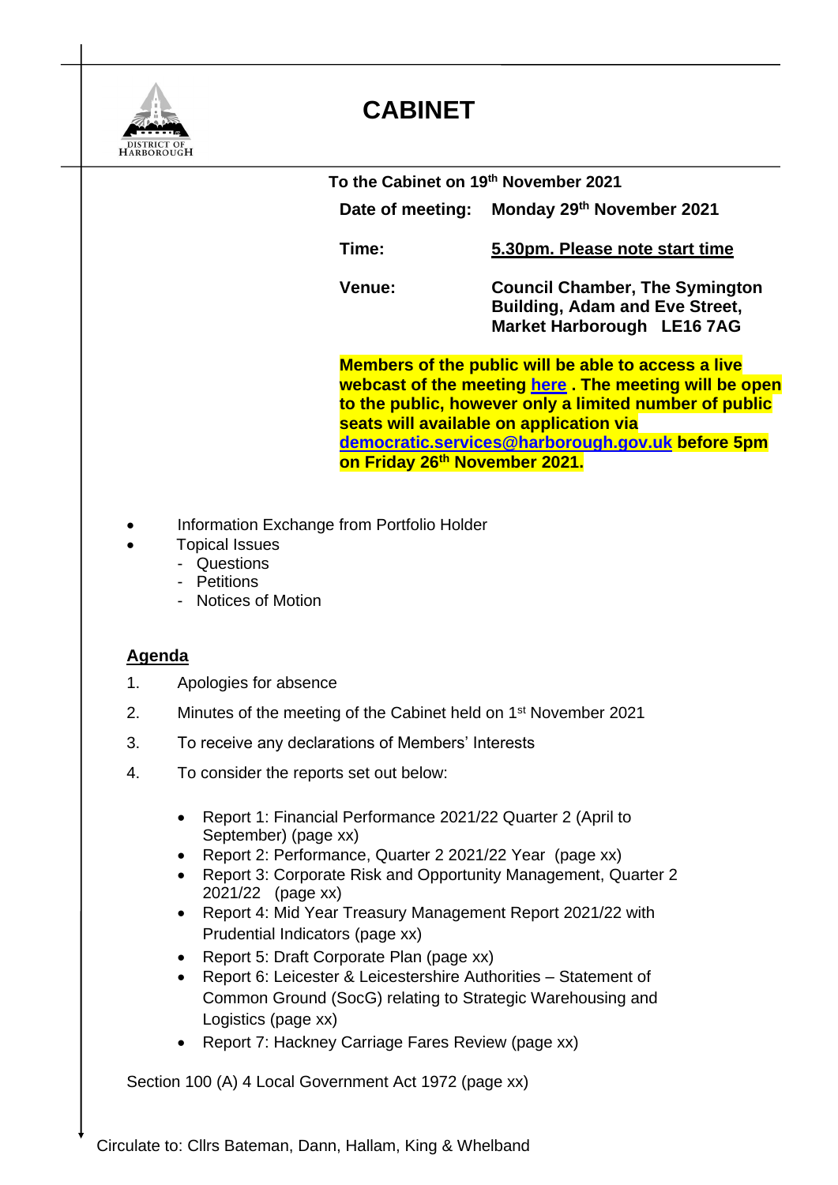DISTRICT OF HARBOROUGH

# CABINET

**To the Cabinet on 19th November 2021**

| | |
|---|---|
| **Date of meeting:** | **Monday 29th November 2021** |
| **Time:** | **5.30pm. Please note start time** |
| **Venue:** | **Council Chamber, The Symington Building, Adam and Eve Street, Market Harborough LE16 7AG** |

**Members of the public will be able to access a live webcast of the meeting here . The meeting will be open to the public, however only a limited number of public seats will available on application via democratic.services@harborough.gov.uk before 5pm on Friday 26th November 2021.**

- Information Exchange from Portfolio Holder
- Topical Issues
  - Questions
  - Petitions
  - Notices of Motion

## Agenda

1. Apologies for absence
2. Minutes of the meeting of the Cabinet held on 1st November 2021
3. To receive any declarations of Members' Interests
4. To consider the reports set out below:
   - Report 1: Financial Performance 2021/22 Quarter 2 (April to September) (page xx)
   - Report 2: Performance, Quarter 2 2021/22 Year (page xx)
   - Report 3: Corporate Risk and Opportunity Management, Quarter 2 2021/22 (page xx)
   - Report 4: Mid Year Treasury Management Report 2021/22 with Prudential Indicators (page xx)
   - Report 5: Draft Corporate Plan (page xx)
   - Report 6: Leicester & Leicestershire Authorities – Statement of Common Ground (SocG) relating to Strategic Warehousing and Logistics (page xx)
   - Report 7: Hackney Carriage Fares Review (page xx)

Section 100 (A) 4 Local Government Act 1972 (page xx)

Circulate to: Cllrs Bateman, Dann, Hallam, King & Whelband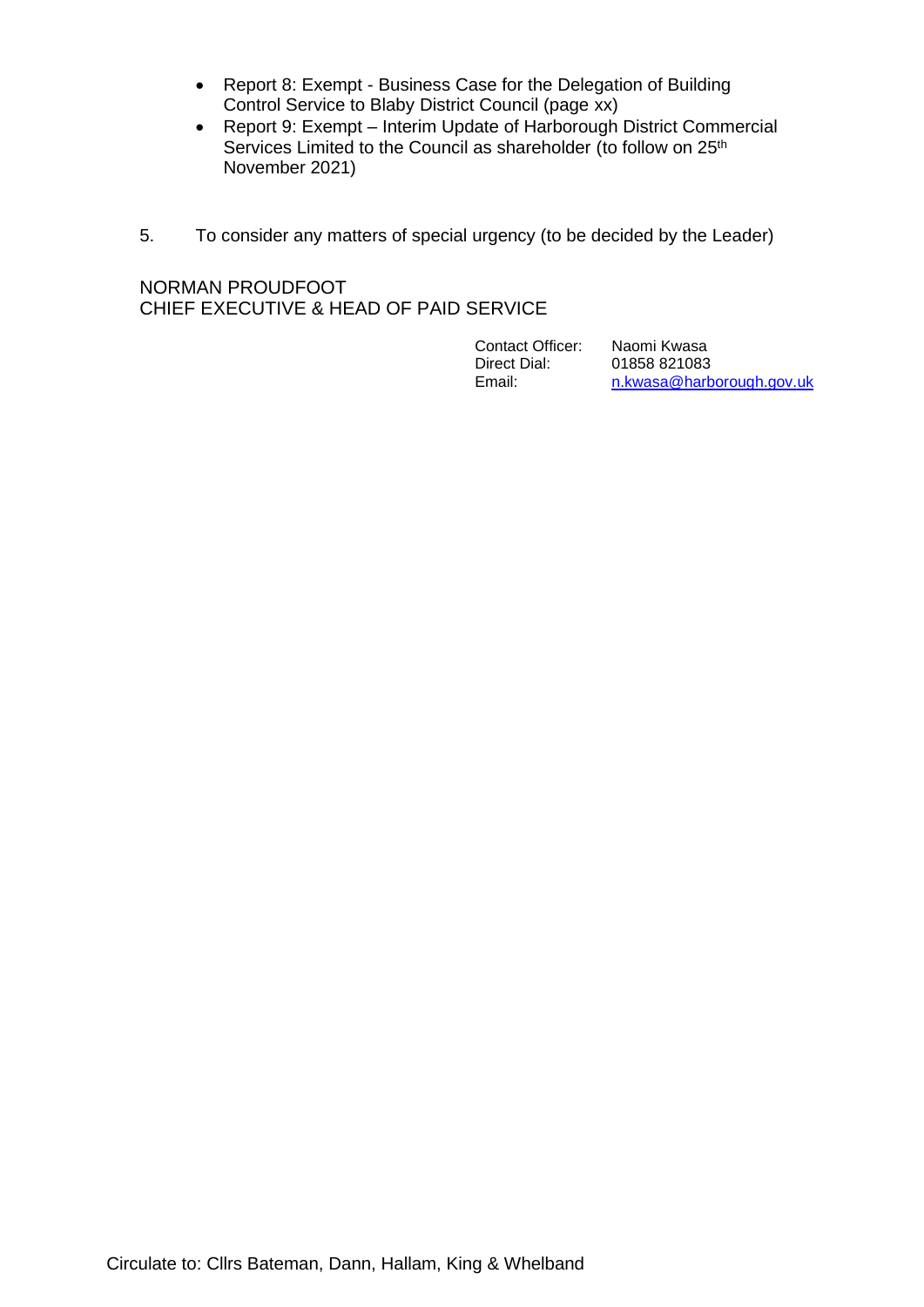- Report 8: Exempt - Business Case for the Delegation of Building Control Service to Blaby District Council (page xx)
- Report 9: Exempt – Interim Update of Harborough District Commercial Services Limited to the Council as shareholder (to follow on 25th November 2021)

5. To consider any matters of special urgency (to be decided by the Leader)

NORMAN PROUDFOOT
CHIEF EXECUTIVE & HEAD OF PAID SERVICE

Contact Officer: Naomi Kwasa
Direct Dial: 01858 821083
Email: n.kwasa@harborough.gov.uk

Circulate to: Cllrs Bateman, Dann, Hallam, King & Whelband